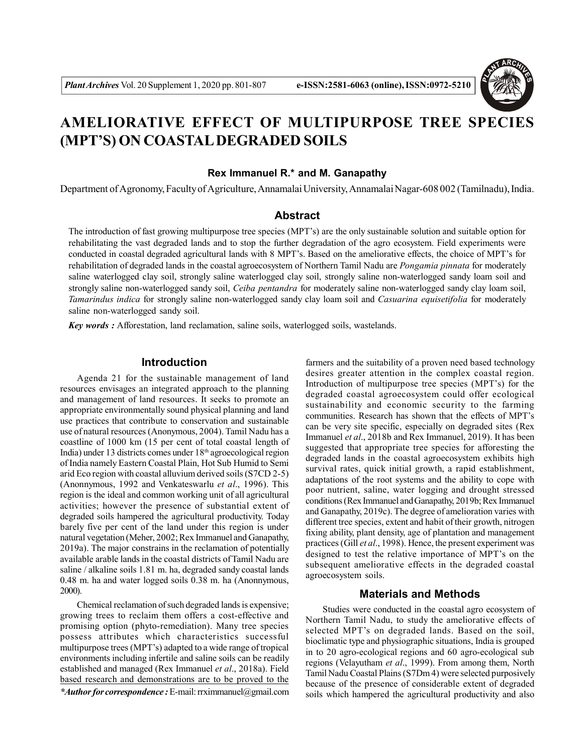# AMELIORATIVE EFFECT OF MULTIPURPOSE TREE SPECIES (MPT'S) ON COASTAL DEGRADED SOILS

**Rex Immanuel R.* and M. Ganapathy**

Department of Agronomy, Faculty of Agriculture, Annamalai University, Annamalai Nagar-608 002 (Tamilnadu), India.

## Abstract

The introduction of fast growing multipurpose tree species (MPT's) are the only sustainable solution and suitable option for rehabilitating the vast degraded lands and to stop the further degradation of the agro ecosystem. Field experiments were conducted in coastal degraded agricultural lands with 8 MPT's. Based on the ameliorative effects, the choice of MPT's for rehabilitation of degraded lands in the coastal agroecosystem of Northern Tamil Nadu are *Pongamia pinnata* for moderately saline waterlogged clay soil, strongly saline waterlogged clay soil, strongly saline non-waterlogged sandy loam soil and strongly saline non-waterlogged sandy soil, *Ceiba pentandra* for moderately saline non-waterlogged sandy clay loam soil, *Tamarindus indica* for strongly saline non-waterlogged sandy clay loam soil and *Casuarina equisetifolia* for moderately saline non-waterlogged sandy soil.

***Key words :*** Afforestation, land reclamation, saline soils, waterlogged soils, wastelands.

## Introduction

Agenda 21 for the sustainable management of land resources envisages an integrated approach to the planning and management of land resources. It seeks to promote an appropriate environmentally sound physical planning and land use practices that contribute to conservation and sustainable use of natural resources (Anonymous, 2004). Tamil Nadu has a coastline of 1000 km (15 per cent of total coastal length of India) under 13 districts comes under 18th agroecological region of India namely Eastern Coastal Plain, Hot Sub Humid to Semi arid Eco region with coastal alluvium derived soils (S7CD 2-5) (Anonnymous, 1992 and Venkateswarlu *et al*., 1996). This region is the ideal and common working unit of all agricultural activities; however the presence of substantial extent of degraded soils hampered the agricultural productivity. Today barely five per cent of the land under this region is under natural vegetation (Meher, 2002; Rex Immanuel and Ganapathy, 2019a). The major constrains in the reclamation of potentially available arable lands in the coastal districts of Tamil Nadu are saline / alkaline soils 1.81 m. ha, degraded sandy coastal lands 0.48 m. ha and water logged soils 0.38 m. ha (Anonnymous, 2000).

Chemical reclamation of such degraded lands is expensive; growing trees to reclaim them offers a cost-effective and promising option (phyto-remediation). Many tree species possess attributes which characteristics successful multipurpose trees (MPT's) adapted to a wide range of tropical environments including infertile and saline soils can be readily established and managed (Rex Immanuel *et al*., 2018a). Field based research and demonstrations are to be proved to the farmers and the suitability of a proven need based technology desires greater attention in the complex coastal region. Introduction of multipurpose tree species (MPT's) for the degraded coastal agroecosystem could offer ecological sustainability and economic security to the farming communities. Research has shown that the effects of MPT's can be very site specific, especially on degraded sites (Rex Immanuel *et al*., 2018b and Rex Immanuel, 2019). It has been suggested that appropriate tree species for afforesting the degraded lands in the coastal agroecosystem exhibits high survival rates, quick initial growth, a rapid establishment, adaptations of the root systems and the ability to cope with poor nutrient, saline, water logging and drought stressed conditions (Rex Immanuel and Ganapathy, 2019b; Rex Immanuel and Ganapathy, 2019c). The degree of amelioration varies with different tree species, extent and habit of their growth, nitrogen fixing ability, plant density, age of plantation and management practices (Gill *et al*., 1998). Hence, the present experiment was designed to test the relative importance of MPT's on the subsequent ameliorative effects in the degraded coastal agroecosystem soils.

## Materials and Methods

Studies were conducted in the coastal agro ecosystem of Northern Tamil Nadu, to study the ameliorative effects of selected MPT's on degraded lands. Based on the soil, bioclimatic type and physiographic situations, India is grouped in to 20 agro-ecological regions and 60 agro-ecological sub regions (Velayutham *et al*., 1999). From among them, North Tamil Nadu Coastal Plains (S7Dm 4) were selected purposively because of the presence of considerable extent of degraded soils which hampered the agricultural productivity and also

****Author for correspondence :*** E-mail: rrximmanuel@gmail.com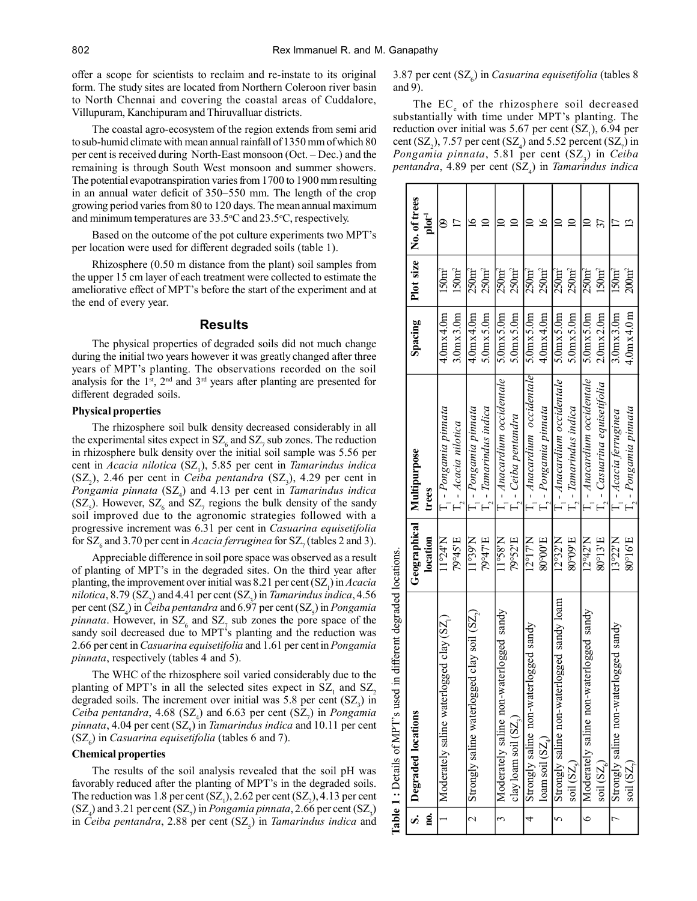offer a scope for scientists to reclaim and re-instate to its original form. The study sites are located from Northern Coleroon river basin to North Chennai and covering the coastal areas of Cuddalore, Villupuram, Kanchipuram and Thiruvalluar districts.

The coastal agro-ecosystem of the region extends from semi arid to sub-humid climate with mean annual rainfall of 1350 mm of which 80 per cent is received during North-East monsoon (Oct. – Dec.) and the remaining is through South West monsoon and summer showers. The potential evapotranspiration varies from 1700 to 1900 mm resulting in an annual water deficit of 350–550 mm. The length of the crop growing period varies from 80 to 120 days. The mean annual maximum and minimum temperatures are 33.5°C and 23.5°C, respectively.

Based on the outcome of the pot culture experiments two MPT's per location were used for different degraded soils (table 1).

Rhizosphere (0.50 m distance from the plant) soil samples from the upper 15 cm layer of each treatment were collected to estimate the ameliorative effect of MPT's before the start of the experiment and at the end of every year.

## Results

The physical properties of degraded soils did not much change during the initial two years however it was greatly changed after three years of MPT's planting. The observations recorded on the soil analysis for the 1st, 2nd and 3rd years after planting are presented for different degraded soils.

### Physical properties

The rhizosphere soil bulk density decreased considerably in all the experimental sites expect in $SZ_6$ and $SZ_7$ sub zones. The reduction in rhizosphere bulk density over the initial soil sample was 5.56 per cent in *Acacia nilotica* ($SZ_1$), 5.85 per cent in *Tamarindus indica* ($SZ_2$), 2.46 per cent in *Ceiba pentandra* ($SZ_3$), 4.29 per cent in *Pongamia pinnata* ($SZ_4$) and 4.13 per cent in *Tamarindus indica* ($SZ_5$). However, $SZ_6$ and $SZ_7$ regions the bulk density of the sandy soil improved due to the agronomic strategies followed with a progressive increment was 6.31 per cent in *Casuarina equisetifolia* for $SZ_6$ and 3.70 per cent in *Acacia ferruginea* for $SZ_7$ (tables 2 and 3).

Appreciable difference in soil pore space was observed as a result of planting of MPT's in the degraded sites. On the third year after planting, the improvement over initial was 8.21 per cent ($SZ_1$) in *Acacia nilotica*, 8.79 ($SZ_2$) and 4.41 per cent ($SZ_3$) in *Tamarindus indica*, 4.56 per cent ($SZ_4$) in *Ceiba pentandra* and 6.97 per cent ($SZ_5$) in *Pongamia pinnata*. However, in $SZ_6$ and $SZ_7$ sub zones the pore space of the sandy soil decreased due to MPT's planting and the reduction was 2.66 per cent in *Casuarina equisetifolia* and 1.61 per cent in *Pongamia pinnata*, respectively (tables 4 and 5).

The WHC of the rhizosphere soil varied considerably due to the planting of MPT's in all the selected sites expect in $SZ_1$ and $SZ_2$ degraded soils. The increment over initial was 5.8 per cent ($SZ_3$) in *Ceiba pentandra*, 4.68 ($SZ_4$) and 6.63 per cent ($SZ_7$) in *Pongamia pinnata*, 4.04 per cent ($SZ_5$) in *Tamarindus indica* and 10.11 per cent ($SZ_6$) in *Casuarina equisetifolia* (tables 6 and 7).

### Chemical properties

The results of the soil analysis revealed that the soil pH was favorably reduced after the planting of MPT's in the degraded soils. The reduction was 1.8 per cent ($SZ_1$), 2.62 per cent ($SZ_2$), 4.13 per cent ($SZ_4$) and 3.21 per cent ($SZ_7$) in *Pongamia pinnata*, 2.66 per cent ($SZ_3$) in *Ceiba pentandra*, 2.88 per cent ($SZ_5$) in *Tamarindus indica* and 3.87 per cent ($SZ_6$) in *Casuarina equisetifolia* (tables 8 and 9).

The $EC_e$ of the rhizosphere soil decreased substantially with time under MPT's planting. The reduction over initial was 5.67 per cent ($SZ_1$), 6.94 per cent ($SZ_2$), 7.57 per cent ($SZ_4$) and 5.52 percent ($SZ_7$) in *Pongamia pinnata*, 5.81 per cent ($SZ_3$) in *Ceiba pentandra*, 4.89 per cent ($SZ_4$) in *Tamarindus indica*

**Table 1 :** Details of MPT's used in different degraded locations.

| S. no. | Degraded locations | Geographical location | Multipurpose trees | Spacing | Plot size | No. of trees plot$^{-1}$ |
|---|---|---|---|---|---|---|
| 1 | Moderately saline waterlogged clay ($SZ_1$) | 11°24'N 79°45'E | $T_1$ - *Pongamia pinnata* | 4.0m x 4.0m | 150m$^2$ | 09 |
| | | | $T_2$ - *Acacia nilotica* | 3.0m x 3.0m | 150m$^2$ | 17 |
| 2 | Strongly saline waterlogged clay soil ($SZ_2$) | 11°39'N 79°47'E | $T_1$ - *Pongamia pinnata* | 4.0m x 4.0m | 250m$^2$ | 16 |
| | | | $T_2$ - *Tamarindus indica* | 5.0m x 5.0m | 250m$^2$ | 10 |
| 3 | Moderately saline non-waterlogged sandy clay loam soil ($SZ_3$) | 11°58'N 79°52'E | $T_1$ - *Anacardium occidentale* | 5.0m x 5.0m | 250m$^2$ | 10 |
| | | | $T_2$ - *Ceiba pentandra* | 5.0m x 5.0m | 250m$^2$ | 10 |
| 4 | Strongly saline non-waterlogged sandy loam soil ($SZ_4$) | 12°17'N 80°00'E | $T_1$ - *Anacardium occidentale* | 5.0m x 5.0m | 250m$^2$ | 10 |
| | | | $T_2$ - *Pongamia pinnata* | 4.0m x 4.0m | 250m$^2$ | 16 |
| 5 | Strongly saline non-waterlogged sandy loam soil ($SZ_5$) | 12°32'N 80°09'E | $T_1$ - *Anacardium occidentale* | 5.0m x 5.0m | 250m$^2$ | 10 |
| | | | $T_2$ - *Tamarindus indica* | 5.0m x 5.0m | 250m$^2$ | 10 |
| 6 | Moderately saline non-waterlogged sandy soil ($SZ_6$) | 12°42'N 80°13'E | $T_1$ - *Anacardium occidentale* | 5.0m x 5.0m | 250m$^2$ | 10 |
| | | | $T_2$ - *Casuarina equisetifolia* | 2.0m x 2.0m | 150m$^2$ | 37 |
| 7 | Strongly saline non-waterlogged sandy soil ($SZ_7$) | 13°22'N 80°16'E | $T_1$ - *Acacia ferruginea* | 3.0m x 3.0m | 150m$^2$ | 17 |
| | | | $T_2$ - *Pongamia pinnata* | 4.0m x 4.0 m | 200m$^2$ | 13 |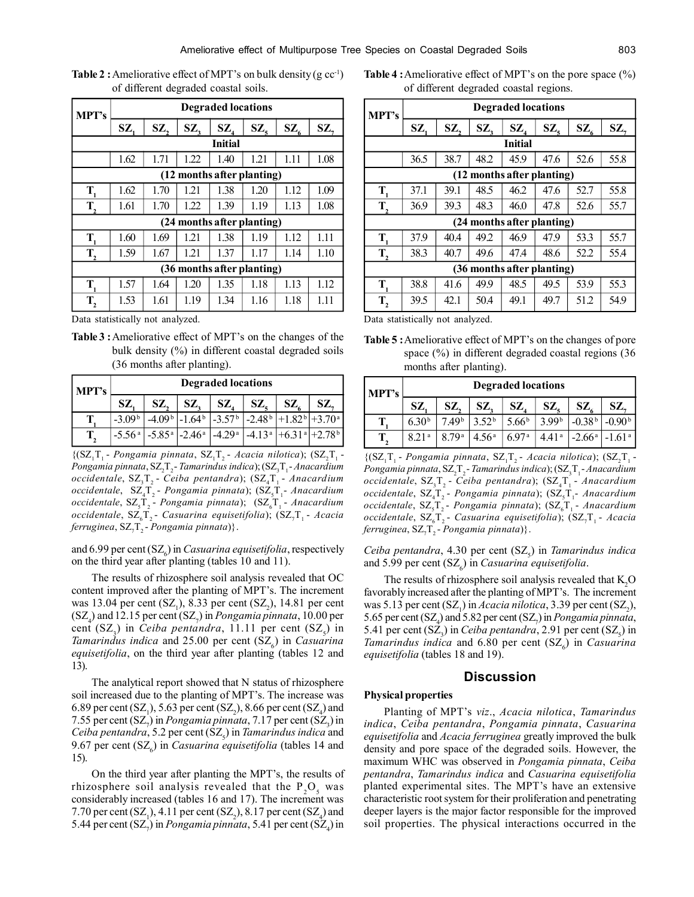**Table 2 :** Ameliorative effect of MPT's on bulk density (g $cc^{-1}$) of different degraded coastal soils.

| MPT's | Degraded locations | | | | | | |
|---|---|---|---|---|---|---|---|
| | $SZ_1$ | $SZ_2$ | $SZ_3$ | $SZ_4$ | $SZ_5$ | $SZ_6$ | $SZ_7$ |
| **Initial** | | | | | | | |
| | 1.62 | 1.71 | 1.22 | 1.40 | 1.21 | 1.11 | 1.08 |
| **(12 months after planting)** | | | | | | | |
| $T_1$ | 1.62 | 1.70 | 1.21 | 1.38 | 1.20 | 1.12 | 1.09 |
| $T_2$ | 1.61 | 1.70 | 1.22 | 1.39 | 1.19 | 1.13 | 1.08 |
| **(24 months after planting)** | | | | | | | |
| $T_1$ | 1.60 | 1.69 | 1.21 | 1.38 | 1.19 | 1.12 | 1.11 |
| $T_2$ | 1.59 | 1.67 | 1.21 | 1.37 | 1.17 | 1.14 | 1.10 |
| **(36 months after planting)** | | | | | | | |
| $T_1$ | 1.57 | 1.64 | 1.20 | 1.35 | 1.18 | 1.13 | 1.12 |
| $T_2$ | 1.53 | 1.61 | 1.19 | 1.34 | 1.16 | 1.18 | 1.11 |

Data statistically not analyzed.

**Table 3 :** Ameliorative effect of MPT's on the changes of the bulk density (%) in different coastal degraded soils (36 months after planting).

| MPT's | Degraded locations | | | | | | |
|---|---|---|---|---|---|---|---|
| | $SZ_1$ | $SZ_2$ | $SZ_3$ | $SZ_4$ | $SZ_5$ | $SZ_6$ | $SZ_7$ |
| $T_1$ | $-3.09^b$ | $-4.09^b$ | $-1.64^b$ | $-3.57^b$ | $-2.48^b$ | $+1.82^b$ | $+3.70^a$ |
| $T_2$ | $-5.56^a$ | $-5.85^a$ | $-2.46^a$ | $-4.29^a$ | $-4.13^a$ | $+6.31^a$ | $+2.78^b$ |

{($SZ_1T_1$ - *Pongamia pinnata*, $SZ_1T_2$ - *Acacia nilotica*); ($SZ_2T_1$ - *Pongamia pinnata*, $SZ_2T_2$ - *Tamarindus indica*); ($SZ_3T_1$ - *Anacardium occidentale*, $SZ_3T_2$ - *Ceiba pentandra*); ($SZ_4T_1$ - *Anacardium occidentale*, $SZ_4T_2$ - *Pongamia pinnata*); ($SZ_5T_1$ - *Anacardium occidentale*, $SZ_5T_2$ - *Pongamia pinnata*); ($SZ_6T_1$ - *Anacardium occidentale*, $SZ_6T_2$ - *Casuarina equisetifolia*); ($SZ_7T_1$ - *Acacia ferruginea*, $SZ_7T_2$ - *Pongamia pinnata*)}.

and 6.99 per cent ($SZ_6$) in *Casuarina equisetifolia*, respectively on the third year after planting (tables 10 and 11).

The results of rhizosphere soil analysis revealed that OC content improved after the planting of MPT's. The increment was 13.04 per cent ($SZ_1$), 8.33 per cent ($SZ_2$), 14.81 per cent ($SZ_4$) and 12.15 per cent ($SZ_7$) in *Pongamia pinnata*, 10.00 per cent ($SZ_3$) in *Ceiba pentandra*, 11.11 per cent ($SZ_5$) in *Tamarindus indica* and 25.00 per cent ($SZ_6$) in *Casuarina equisetifolia*, on the third year after planting (tables 12 and 13).

The analytical report showed that N status of rhizosphere soil increased due to the planting of MPT's. The increase was 6.89 per cent ($SZ_1$), 5.63 per cent ($SZ_2$), 8.66 per cent ($SZ_4$) and 7.55 per cent ($SZ_7$) in *Pongamia pinnata*, 7.17 per cent ($SZ_3$) in *Ceiba pentandra*, 5.2 per cent ($SZ_5$) in *Tamarindus indica* and 9.67 per cent ($SZ_6$) in *Casuarina equisetifolia* (tables 14 and 15).

On the third year after planting the MPT's, the results of rhizosphere soil analysis revealed that the $P_2O_5$ was considerably increased (tables 16 and 17). The increment was 7.70 per cent ($SZ_1$), 4.11 per cent ($SZ_2$), 8.17 per cent ($SZ_4$) and 5.44 per cent ($SZ_7$) in *Pongamia pinnata*, 5.41 per cent ($SZ_4$) in

**Table 4 :** Ameliorative effect of MPT's on the pore space (%) of different degraded coastal regions.

| MPT's | Degraded locations | | | | | | |
|---|---|---|---|---|---|---|---|
| | $SZ_1$ | $SZ_2$ | $SZ_3$ | $SZ_4$ | $SZ_5$ | $SZ_6$ | $SZ_7$ |
| **Initial** | | | | | | | |
| | 36.5 | 38.7 | 48.2 | 45.9 | 47.6 | 52.6 | 55.8 |
| **(12 months after planting)** | | | | | | | |
| $T_1$ | 37.1 | 39.1 | 48.5 | 46.2 | 47.6 | 52.7 | 55.8 |
| $T_2$ | 36.9 | 39.3 | 48.3 | 46.0 | 47.8 | 52.6 | 55.7 |
| **(24 months after planting)** | | | | | | | |
| $T_1$ | 37.9 | 40.4 | 49.2 | 46.9 | 47.9 | 53.3 | 55.7 |
| $T_2$ | 38.3 | 40.7 | 49.6 | 47.4 | 48.6 | 52.2 | 55.4 |
| **(36 months after planting)** | | | | | | | |
| $T_1$ | 38.8 | 41.6 | 49.9 | 48.5 | 49.5 | 53.9 | 55.3 |
| $T_2$ | 39.5 | 42.1 | 50.4 | 49.1 | 49.7 | 51.2 | 54.9 |

Data statistically not analyzed.

**Table 5 :** Ameliorative effect of MPT's on the changes of pore space (%) in different degraded coastal regions (36 months after planting).

| MPT's | Degraded locations | | | | | | |
|---|---|---|---|---|---|---|---|
| | $SZ_1$ | $SZ_2$ | $SZ_3$ | $SZ_4$ | $SZ_5$ | $SZ_6$ | $SZ_7$ |
| $T_1$ | $6.30^b$ | $7.49^b$ | $3.52^b$ | $5.66^b$ | $3.99^b$ | $-0.38^b$ | $-0.90^b$ |
| $T_2$ | $8.21^a$ | $8.79^a$ | $4.56^a$ | $6.97^a$ | $4.41^a$ | $-2.66^a$ | $-1.61^a$ |

{($SZ_1T_1$ - *Pongamia pinnata*, $SZ_1T_2$ - *Acacia nilotica*); ($SZ_2T_1$ - *Pongamia pinnata*, $SZ_2T_2$ - *Tamarindus indica*); ($SZ_3T_1$ - *Anacardium occidentale*, $SZ_3T_2$ - *Ceiba pentandra*); ($SZ_4T_1$ - *Anacardium occidentale*, $SZ_4T_2$ - *Pongamia pinnata*); ($SZ_5T_1$ - *Anacardium occidentale*, $SZ_5T_2$ - *Pongamia pinnata*); ($SZ_6T_1$ - *Anacardium occidentale*, $SZ_6T_2$ - *Casuarina equisetifolia*); ($SZ_7T_1$ - *Acacia ferruginea*, $SZ_7T_2$ - *Pongamia pinnata*)}.

*Ceiba pentandra*, 4.30 per cent ($SZ_5$) in *Tamarindus indica* and 5.99 per cent ($SZ_6$) in *Casuarina equisetifolia*.

The results of rhizosphere soil analysis revealed that $K_2O$ favorably increased after the planting of MPT's. The increment was 5.13 per cent ($SZ_1$) in *Acacia nilotica*, 3.39 per cent ($SZ_2$), 5.65 per cent ($SZ_4$) and 5.82 per cent ($SZ_7$) in *Pongamia pinnata*, 5.41 per cent ($SZ_3$) in *Ceiba pentandra*, 2.91 per cent ($SZ_5$) in *Tamarindus indica* and 6.80 per cent ($SZ_6$) in *Casuarina equisetifolia* (tables 18 and 19).

## Discussion

### Physical properties

Planting of MPT's *viz*., *Acacia nilotica*, *Tamarindus indica*, *Ceiba pentandra*, *Pongamia pinnata*, *Casuarina equisetifolia* and *Acacia ferruginea* greatly improved the bulk density and pore space of the degraded soils. However, the maximum WHC was observed in *Pongamia pinnata*, *Ceiba pentandra*, *Tamarindus indica* and *Casuarina equisetifolia* planted experimental sites. The MPT's have an extensive characteristic root system for their proliferation and penetrating deeper layers is the major factor responsible for the improved soil properties. The physical interactions occurred in the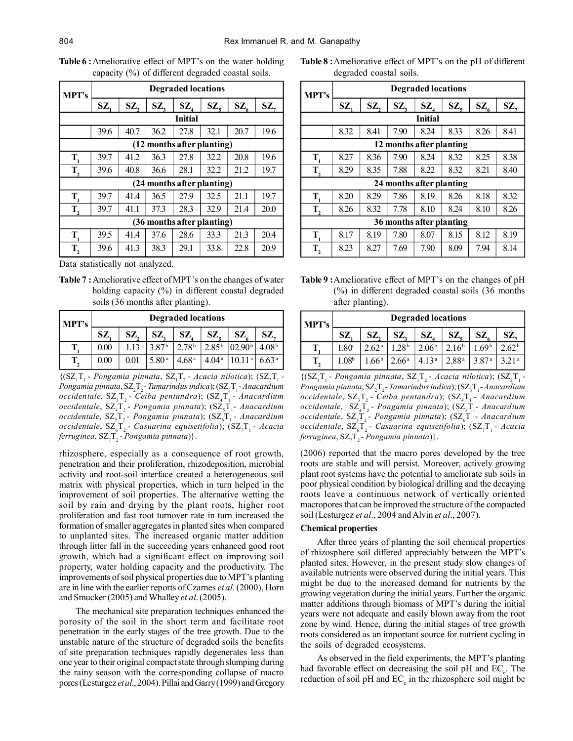**Table 6 :** Ameliorative effect of MPT's on the water holding capacity (%) of different degraded coastal soils.

| MPT's | Degraded locations | | | | | | |
|---|---|---|---|---|---|---|---|
| | $SZ_1$ | $SZ_2$ | $SZ_3$ | $SZ_4$ | $SZ_5$ | $SZ_6$ | $SZ_7$ |
| **Initial** | | | | | | | |
| | 39.6 | 40.7 | 36.2 | 27.8 | 32.1 | 20.7 | 19.6 |
| **(12 months after planting)** | | | | | | | |
| $T_1$ | 39.7 | 41.2 | 36.3 | 27.8 | 32.2 | 20.8 | 19.6 |
| $T_2$ | 39.6 | 40.8 | 36.6 | 28.1 | 32.2 | 21.2 | 19.7 |
| **(24 months after planting)** | | | | | | | |
| $T_1$ | 39.7 | 41.4 | 36.5 | 27.9 | 32.5 | 21.1 | 19.7 |
| $T_2$ | 39.7 | 41.1 | 37.3 | 28.3 | 32.9 | 21.4 | 20.0 |
| **(36 months after planting)** | | | | | | | |
| $T_1$ | 39.5 | 41.4 | 37.6 | 28.6 | 33.3 | 21.3 | 20.4 |
| $T_2$ | 39.6 | 41.3 | 38.3 | 29.1 | 33.8 | 22.8 | 20.9 |

Data statistically not analyzed.

**Table 7 :** Ameliorative effect of MPT's on the changes of water holding capacity (%) in different coastal degraded soils (36 months after planting).

| MPT's | Degraded locations | | | | | | |
|---|---|---|---|---|---|---|---|
| | $SZ_1$ | $SZ_2$ | $SZ_3$ | $SZ_4$ | $SZ_5$ | $SZ_6$ | $SZ_7$ |
| $T_1$ | 0.00 | 1.13 | 3.87[b] | 2.78[b] | 2.85[b] | 02.90[b] | 4.08[b] |
| $T_2$ | 0.00 | 0.01 | 5.80[a] | 4.68[a] | 4.04[a] | 10.11[a] | 6.63[a] |

{($SZ_1T_1$ - *Pongamia pinnata*, $SZ_1T_2$ - *Acacia nilotica*); ($SZ_2T_1$ - *Pongamia pinnata*, $SZ_2T_2$ - *Tamarindus indica*); ($SZ_3T_1$ - *Anacardium occidentale*, $SZ_3T_2$ - *Ceiba pentandra*); ($SZ_4T_1$ - *Anacardium occidentale*, $SZ_4T_2$ - *Pongamia pinnata*); ($SZ_5T_1$ - *Anacardium occidentale*, $SZ_5T_2$ - *Pongamia pinnata*); ($SZ_6T_1$ - *Anacardium occidentale*, $SZ_6T_2$ - *Casuarina equisetifolia*); ($SZ_7T_1$ - *Acacia ferruginea*, $SZ_7T_2$ - *Pongamia pinnata*)}.

rhizosphere, especially as a consequence of root growth, penetration and their proliferation, rhizodeposition, microbial activity and root-soil interface created a heterogeneous soil matrix with physical properties, which in turn helped in the improvement of soil properties. The alternative wetting the soil by rain and drying by the plant roots, higher root proliferation and fast root turnover rate in turn increased the formation of smaller aggregates in planted sites when compared to unplanted sites. The increased organic matter addition through litter fall in the succeeding years enhanced good root growth, which had a significant effect on improving soil property, water holding capacity and the productivity. The improvements of soil physical properties due to MPT's planting are in line with the earlier reports of Czarnes *et al*. (2000), Horn and Smucker (2005) and Whalley *et al*. (2005).

The mechanical site preparation techniques enhanced the porosity of the soil in the short term and facilitate root penetration in the early stages of the tree growth. Due to the unstable nature of the structure of degraded soils the benefits of site preparation techniques rapidly degenerates less than one year to their original compact state through slumping during the rainy season with the corresponding collapse of macro pores (Lesturgez *et al*., 2004). Pillai and Garry (1999) and Gregory (2006) reported that the macro pores developed by the tree roots are stable and will persist. Moreover, actively growing plant root systems have the potential to ameliorate sub soils in poor physical condition by biological drilling and the decaying roots leave a continuous network of vertically oriented macropores that can be improved the structure of the compacted soil (Lesturgez *et al*., 2004 and Alvin *et al*., 2007).

**Table 8 :** Ameliorative effect of MPT's on the pH of different degraded coastal soils.

| MPT's | Degraded locations | | | | | | |
|---|---|---|---|---|---|---|---|
| | $SZ_1$ | $SZ_2$ | $SZ_3$ | $SZ_4$ | $SZ_5$ | $SZ_6$ | $SZ_7$ |
| **Initial** | | | | | | | |
| | 8.32 | 8.41 | 7.90 | 8.24 | 8.33 | 8.26 | 8.41 |
| **12 months after planting** | | | | | | | |
| $T_1$ | 8.27 | 8.36 | 7.90 | 8.24 | 8.32 | 8.25 | 8.38 |
| $T_2$ | 8.29 | 8.35 | 7.88 | 8.22 | 8.32 | 8.21 | 8.40 |
| **24 months after planting** | | | | | | | |
| $T_1$ | 8.20 | 8.29 | 7.86 | 8.19 | 8.26 | 8.18 | 8.32 |
| $T_2$ | 8.26 | 8.32 | 7.78 | 8.10 | 8.24 | 8.10 | 8.26 |
| **36 months after planting** | | | | | | | |
| $T_1$ | 8.17 | 8.19 | 7.80 | 8.07 | 8.15 | 8.12 | 8.19 |
| $T_2$ | 8.23 | 8.27 | 7.69 | 7.90 | 8.09 | 7.94 | 8.14 |

**Table 9 :** Ameliorative effect of MPT's on the changes of pH (%) in different degraded coastal soils (36 months after planting).

| MPT's | Degraded locations | | | | | | |
|---|---|---|---|---|---|---|---|
| | $SZ_1$ | $SZ_2$ | $SZ_3$ | $SZ_4$ | $SZ_5$ | $SZ_6$ | $SZ_7$ |
| $T_1$ | 1.80[a] | 2.62[a] | 1.28[b] | 2.06[b] | 2.16[b] | 1.69[b] | 2.62[b] |
| $T_2$ | 1.08[b] | 1.66[b] | 2.66[a] | 4.13[a] | 2.88[a] | 3.87[a] | 3.21[a] |

{($SZ_1T_1$ - *Pongamia pinnata*, $SZ_1T_2$ - *Acacia nilotica*); ($SZ_2T_1$ - *Pongamia pinnata*, $SZ_2T_2$ - *Tamarindus indica*); ($SZ_3T_1$ - *Anacardium occidentale*, $SZ_3T_2$ - *Ceiba pentandra*); ($SZ_4T_1$ - *Anacardium occidentale*, $SZ_4T_2$ - *Pongamia pinnata*); ($SZ_5T_1$ - *Anacardium occidentale*, $SZ_5T_2$ - *Pongamia pinnata*); ($SZ_6T_1$ - *Anacardium occidentale*, $SZ_6T_2$ - *Casuarina equisetifolia*); ($SZ_7T_1$ - *Acacia ferruginea*, $SZ_7T_2$ - *Pongamia pinnata*)}.

### Chemical properties

After three years of planting the soil chemical properties of rhizosphere soil differed appreciably between the MPT's planted sites. However, in the present study slow changes of available nutrients were observed during the initial years. This might be due to the increased demand for nutrients by the growing vegetation during the initial years. Further the organic matter additions through biomass of MPT's during the initial years were not adequate and easily blown away from the root zone by wind. Hence, during the initial stages of tree growth roots considered as an important source for nutrient cycling in the soils of degraded ecosystems.

As observed in the field experiments, the MPT's planting had favorable effect on decreasing the soil pH and $EC_e$. The reduction of soil pH and $EC_e$ in the rhizosphere soil might be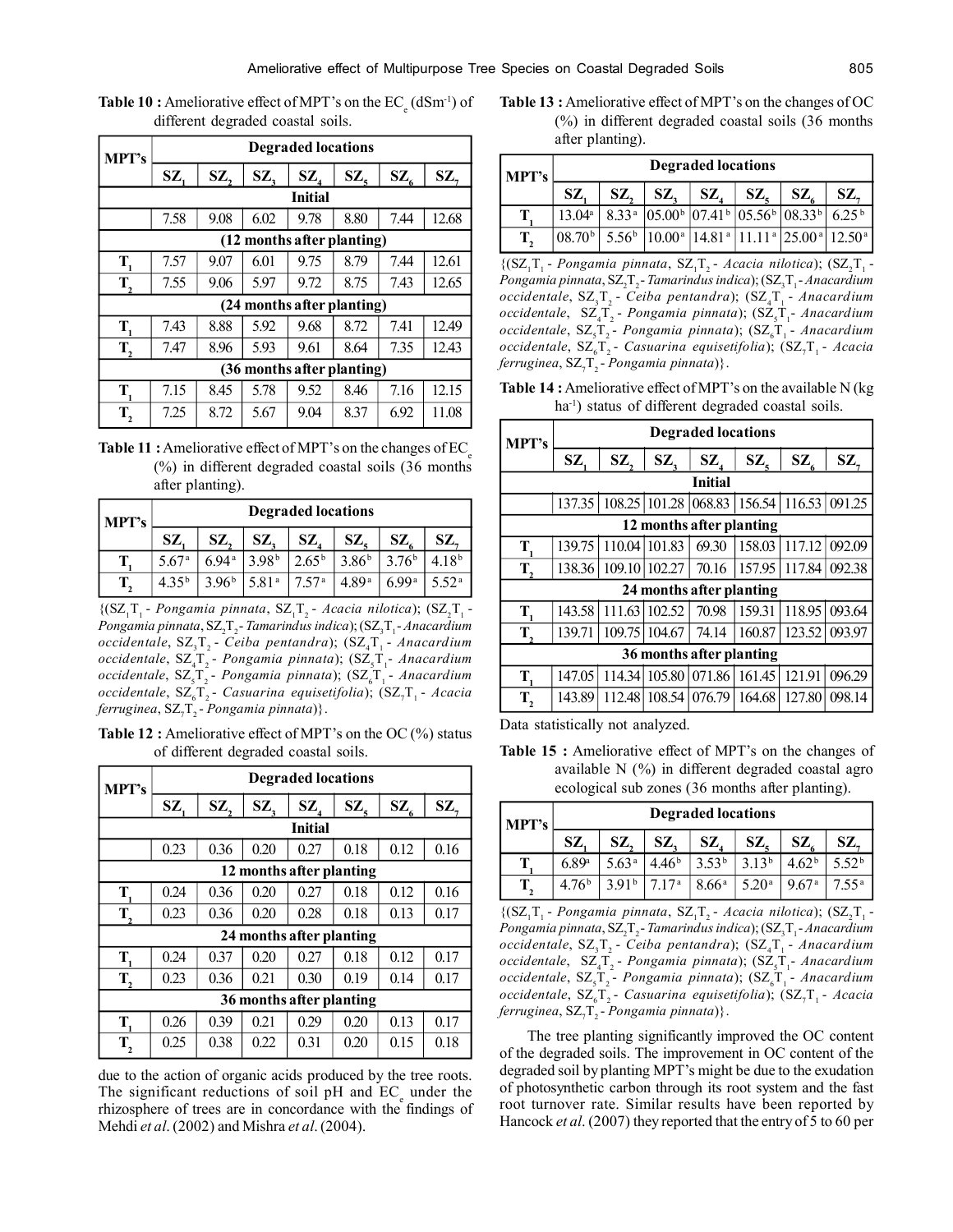**Table 10 :** Ameliorative effect of MPT's on the $EC_e$ ($dSm^{-1}$) of different degraded coastal soils.

| MPT's | Degraded locations | | | | | | |
|---|---|---|---|---|---|---|---|
| | $SZ_1$ | $SZ_2$ | $SZ_3$ | $SZ_4$ | $SZ_5$ | $SZ_6$ | $SZ_7$ |
| **Initial** | | | | | | | |
| | 7.58 | 9.08 | 6.02 | 9.78 | 8.80 | 7.44 | 12.68 |
| **(12 months after planting)** | | | | | | | |
| $T_1$ | 7.57 | 9.07 | 6.01 | 9.75 | 8.79 | 7.44 | 12.61 |
| $T_2$ | 7.55 | 9.06 | 5.97 | 9.72 | 8.75 | 7.43 | 12.65 |
| **(24 months after planting)** | | | | | | | |
| $T_1$ | 7.43 | 8.88 | 5.92 | 9.68 | 8.72 | 7.41 | 12.49 |
| $T_2$ | 7.47 | 8.96 | 5.93 | 9.61 | 8.64 | 7.35 | 12.43 |
| **(36 months after planting)** | | | | | | | |
| $T_1$ | 7.15 | 8.45 | 5.78 | 9.52 | 8.46 | 7.16 | 12.15 |
| $T_2$ | 7.25 | 8.72 | 5.67 | 9.04 | 8.37 | 6.92 | 11.08 |

**Table 11 :** Ameliorative effect of MPT's on the changes of $EC_e$ (%) in different degraded coastal soils (36 months after planting).

| MPT's | Degraded locations | | | | | | |
|---|---|---|---|---|---|---|---|
| | $SZ_1$ | $SZ_2$ | $SZ_3$ | $SZ_4$ | $SZ_5$ | $SZ_6$ | $SZ_7$ |
| $T_1$ | $5.67^a$ | $6.94^a$ | $3.98^b$ | $2.65^b$ | $3.86^b$ | $3.76^b$ | $4.18^b$ |
| $T_2$ | $4.35^b$ | $3.96^b$ | $5.81^a$ | $7.57^a$ | $4.89^a$ | $6.99^a$ | $5.52^a$ |

{($SZ_1T_1$ - *Pongamia pinnata*, $SZ_1T_2$ - *Acacia nilotica*); ($SZ_2T_1$ - *Pongamia pinnata*, $SZ_2T_2$ - *Tamarindus indica*); ($SZ_3T_1$ - *Anacardium occidentale*, $SZ_3T_2$ - *Ceiba pentandra*); ($SZ_4T_1$ - *Anacardium occidentale*, $SZ_4T_2$ - *Pongamia pinnata*); ($SZ_5T_1$ - *Anacardium occidentale*, $SZ_5T_2$ - *Pongamia pinnata*); ($SZ_6T_1$ - *Anacardium occidentale*, $SZ_6T_2$ - *Casuarina equisetifolia*); ($SZ_7T_1$ - *Acacia ferruginea*, $SZ_7T_2$ - *Pongamia pinnata*)}.

**Table 12 :** Ameliorative effect of MPT's on the OC (%) status of different degraded coastal soils.

| MPT's | Degraded locations | | | | | | |
|---|---|---|---|---|---|---|---|
| | $SZ_1$ | $SZ_2$ | $SZ_3$ | $SZ_4$ | $SZ_5$ | $SZ_6$ | $SZ_7$ |
| **Initial** | | | | | | | |
| | 0.23 | 0.36 | 0.20 | 0.27 | 0.18 | 0.12 | 0.16 |
| **12 months after planting** | | | | | | | |
| $T_1$ | 0.24 | 0.36 | 0.20 | 0.27 | 0.18 | 0.12 | 0.16 |
| $T_2$ | 0.23 | 0.36 | 0.20 | 0.28 | 0.18 | 0.13 | 0.17 |
| **24 months after planting** | | | | | | | |
| $T_1$ | 0.24 | 0.37 | 0.20 | 0.27 | 0.18 | 0.12 | 0.17 |
| $T_2$ | 0.23 | 0.36 | 0.21 | 0.30 | 0.19 | 0.14 | 0.17 |
| **36 months after planting** | | | | | | | |
| $T_1$ | 0.26 | 0.39 | 0.21 | 0.29 | 0.20 | 0.13 | 0.17 |
| $T_2$ | 0.25 | 0.38 | 0.22 | 0.31 | 0.20 | 0.15 | 0.18 |

due to the action of organic acids produced by the tree roots. The significant reductions of soil pH and $EC_e$ under the rhizosphere of trees are in concordance with the findings of Mehdi *et al*. (2002) and Mishra *et al*. (2004).

**Table 13 :** Ameliorative effect of MPT's on the changes of OC (%) in different degraded coastal soils (36 months after planting).

| MPT's | Degraded locations | | | | | | |
|---|---|---|---|---|---|---|---|
| | $SZ_1$ | $SZ_2$ | $SZ_3$ | $SZ_4$ | $SZ_5$ | $SZ_6$ | $SZ_7$ |
| $T_1$ | $13.04^a$ | $8.33^a$ | $05.00^b$ | $07.41^b$ | $05.56^b$ | $08.33^b$ | $6.25^b$ |
| $T_2$ | $08.70^b$ | $5.56^b$ | $10.00^a$ | $14.81^a$ | $11.11^a$ | $25.00^a$ | $12.50^a$ |

{($SZ_1T_1$ - *Pongamia pinnata*, $SZ_1T_2$ - *Acacia nilotica*); ($SZ_2T_1$ - *Pongamia pinnata*, $SZ_2T_2$ - *Tamarindus indica*); ($SZ_3T_1$ - *Anacardium occidentale*, $SZ_3T_2$ - *Ceiba pentandra*); ($SZ_4T_1$ - *Anacardium occidentale*, $SZ_4T_2$ - *Pongamia pinnata*); ($SZ_5T_1$ - *Anacardium occidentale*, $SZ_5T_2$ - *Pongamia pinnata*); ($SZ_6T_1$ - *Anacardium occidentale*, $SZ_6T_2$ - *Casuarina equisetifolia*); ($SZ_7T_1$ - *Acacia ferruginea*, $SZ_7T_2$ - *Pongamia pinnata*)}.

**Table 14 :** Ameliorative effect of MPT's on the available N (kg $ha^{-1}$) status of different degraded coastal soils.

| MPT's | Degraded locations | | | | | | |
|---|---|---|---|---|---|---|---|
| | $SZ_1$ | $SZ_2$ | $SZ_3$ | $SZ_4$ | $SZ_5$ | $SZ_6$ | $SZ_7$ |
| **Initial** | | | | | | | |
| | 137.35 | 108.25 | 101.28 | 068.83 | 156.54 | 116.53 | 091.25 |
| **12 months after planting** | | | | | | | |
| $T_1$ | 139.75 | 110.04 | 101.83 | 69.30 | 158.03 | 117.12 | 092.09 |
| $T_2$ | 138.36 | 109.10 | 102.27 | 70.16 | 157.95 | 117.84 | 092.38 |
| **24 months after planting** | | | | | | | |
| $T_1$ | 143.58 | 111.63 | 102.52 | 70.98 | 159.31 | 118.95 | 093.64 |
| $T_2$ | 139.71 | 109.75 | 104.67 | 74.14 | 160.87 | 123.52 | 093.97 |
| **36 months after planting** | | | | | | | |
| $T_1$ | 147.05 | 114.34 | 105.80 | 071.86 | 161.45 | 121.91 | 096.29 |
| $T_2$ | 143.89 | 112.48 | 108.54 | 076.79 | 164.68 | 127.80 | 098.14 |

Data statistically not analyzed.

**Table 15 :** Ameliorative effect of MPT's on the changes of available N (%) in different degraded coastal agro ecological sub zones (36 months after planting).

| MPT's | Degraded locations | | | | | | |
|---|---|---|---|---|---|---|---|
| | $SZ_1$ | $SZ_2$ | $SZ_3$ | $SZ_4$ | $SZ_5$ | $SZ_6$ | $SZ_7$ |
| $T_1$ | $6.89^a$ | $5.63^a$ | $4.46^b$ | $3.53^b$ | $3.13^b$ | $4.62^b$ | $5.52^b$ |
| $T_2$ | $4.76^b$ | $3.91^b$ | $7.17^a$ | $8.66^a$ | $5.20^a$ | $9.67^a$ | $7.55^a$ |

{($SZ_1T_1$ - *Pongamia pinnata*, $SZ_1T_2$ - *Acacia nilotica*); ($SZ_2T_1$ - *Pongamia pinnata*, $SZ_2T_2$ - *Tamarindus indica*); ($SZ_3T_1$ - *Anacardium occidentale*, $SZ_3T_2$ - *Ceiba pentandra*); ($SZ_4T_1$ - *Anacardium occidentale*, $SZ_4T_2$ - *Pongamia pinnata*); ($SZ_5T_1$ - *Anacardium occidentale*, $SZ_5T_2$ - *Pongamia pinnata*); ($SZ_6T_1$ - *Anacardium occidentale*, $SZ_6T_2$ - *Casuarina equisetifolia*); ($SZ_7T_1$ - *Acacia ferruginea*, $SZ_7T_2$ - *Pongamia pinnata*)}.

The tree planting significantly improved the OC content of the degraded soils. The improvement in OC content of the degraded soil by planting MPT's might be due to the exudation of photosynthetic carbon through its root system and the fast root turnover rate. Similar results have been reported by Hancock *et al*. (2007) they reported that the entry of 5 to 60 per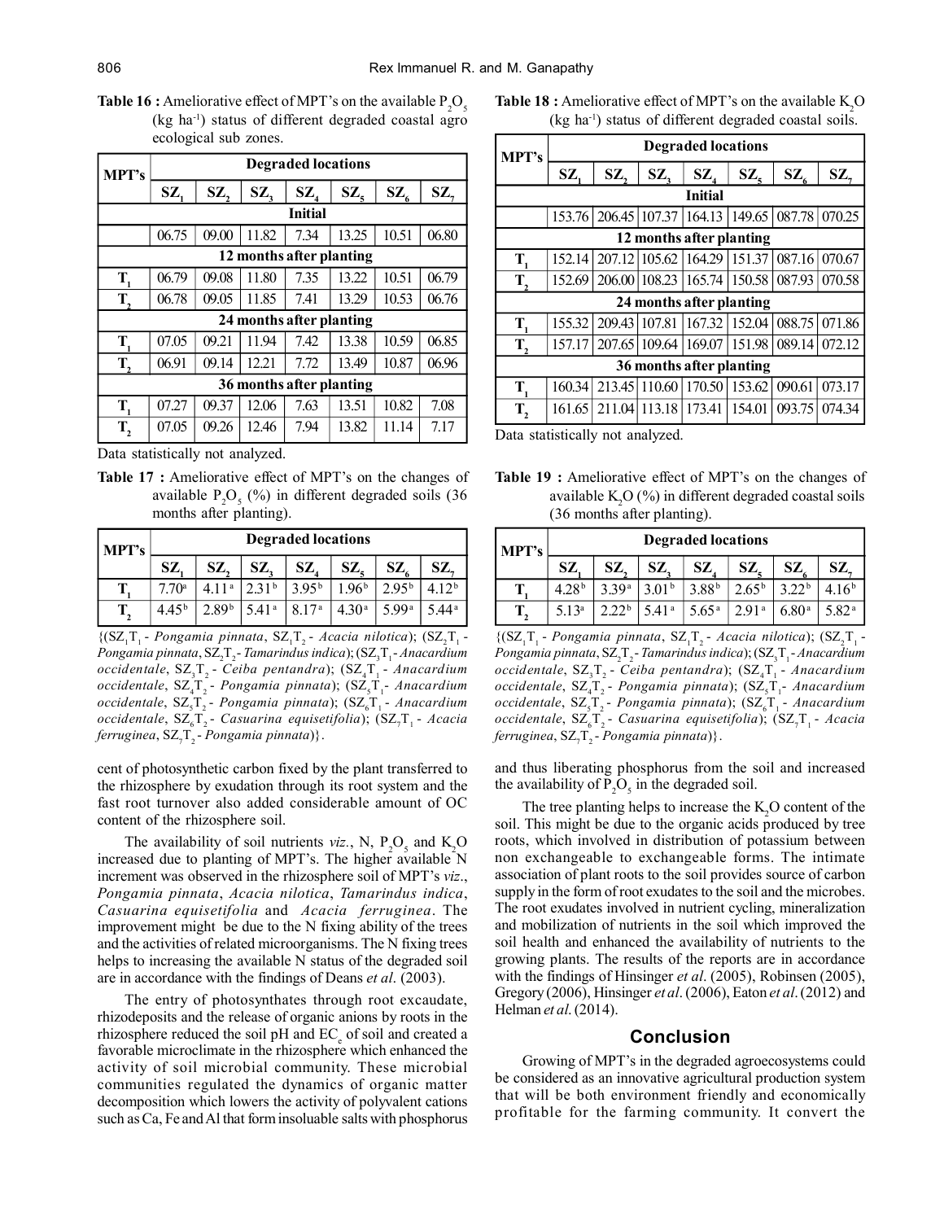**Table 16 :** Ameliorative effect of MPT's on the available $P_2O_5$ (kg $ha^{-1}$) status of different degraded coastal agro ecological sub zones.

| MPT's | Degraded locations | | | | | | |
|---|---|---|---|---|---|---|---|
| | $SZ_1$ | $SZ_2$ | $SZ_3$ | $SZ_4$ | $SZ_5$ | $SZ_6$ | $SZ_7$ |
| **Initial** | | | | | | | |
| | 06.75 | 09.00 | 11.82 | 7.34 | 13.25 | 10.51 | 06.80 |
| **12 months after planting** | | | | | | | |
| $T_1$ | 06.79 | 09.08 | 11.80 | 7.35 | 13.22 | 10.51 | 06.79 |
| $T_2$ | 06.78 | 09.05 | 11.85 | 7.41 | 13.29 | 10.53 | 06.76 |
| **24 months after planting** | | | | | | | |
| $T_1$ | 07.05 | 09.21 | 11.94 | 7.42 | 13.38 | 10.59 | 06.85 |
| $T_2$ | 06.91 | 09.14 | 12.21 | 7.72 | 13.49 | 10.87 | 06.96 |
| **36 months after planting** | | | | | | | |
| $T_1$ | 07.27 | 09.37 | 12.06 | 7.63 | 13.51 | 10.82 | 7.08 |
| $T_2$ | 07.05 | 09.26 | 12.46 | 7.94 | 13.82 | 11.14 | 7.17 |

Data statistically not analyzed.

**Table 17 :** Ameliorative effect of MPT's on the changes of available $P_2O_5$ (%) in different degraded soils (36 months after planting).

| MPT's | Degraded locations | | | | | | |
|---|---|---|---|---|---|---|---|
| | $SZ_1$ | $SZ_2$ | $SZ_3$ | $SZ_4$ | $SZ_5$ | $SZ_6$ | $SZ_7$ |
| $T_1$ | $7.70^a$ | $4.11^a$ | $2.31^b$ | $3.95^b$ | $1.96^b$ | $2.95^b$ | $4.12^b$ |
| $T_2$ | $4.45^b$ | $2.89^b$ | $5.41^a$ | $8.17^a$ | $4.30^a$ | $5.99^a$ | $5.44^a$ |

{($SZ_1T_1$ - *Pongamia pinnata*, $SZ_1T_2$ - *Acacia nilotica*); ($SZ_2T_1$ - *Pongamia pinnata*, $SZ_2T_2$ - *Tamarindus indica*); ($SZ_3T_1$ - *Anacardium occidentale*, $SZ_3T_2$ - *Ceiba pentandra*); ($SZ_4T_1$ - *Anacardium occidentale*, $SZ_4T_2$ - *Pongamia pinnata*); ($SZ_5T_1$ - *Anacardium occidentale*, $SZ_5T_2$ - *Pongamia pinnata*); ($SZ_6T_1$ - *Anacardium occidentale*, $SZ_6T_2$ - *Casuarina equisetifolia*); ($SZ_7T_1$ - *Acacia ferruginea*, $SZ_7T_2$ - *Pongamia pinnata*)}.

cent of photosynthetic carbon fixed by the plant transferred to the rhizosphere by exudation through its root system and the fast root turnover also added considerable amount of OC content of the rhizosphere soil.

The availability of soil nutrients *viz*., N, $P_2O_5$ and $K_2O$ increased due to planting of MPT's. The higher available N increment was observed in the rhizosphere soil of MPT's *viz*., *Pongamia pinnata*, *Acacia nilotica*, *Tamarindus indica*, *Casuarina equisetifolia* and *Acacia ferruginea*. The improvement might be due to the N fixing ability of the trees and the activities of related microorganisms. The N fixing trees helps to increasing the available N status of the degraded soil are in accordance with the findings of Deans *et al*. (2003).

The entry of photosynthates through root excaudate, rhizodeposits and the release of organic anions by roots in the rhizosphere reduced the soil pH and $EC_e$ of soil and created a favorable microclimate in the rhizosphere which enhanced the activity of soil microbial community. These microbial communities regulated the dynamics of organic matter decomposition which lowers the activity of polyvalent cations such as Ca, Fe and Al that form insoluable salts with phosphorus and thus liberating phosphorus from the soil and increased the availability of $P_2O_5$ in the degraded soil.

**Table 18 :** Ameliorative effect of MPT's on the available $K_2O$ (kg $ha^{-1}$) status of different degraded coastal soils.

| MPT's | Degraded locations | | | | | | |
|---|---|---|---|---|---|---|---|
| | $SZ_1$ | $SZ_2$ | $SZ_3$ | $SZ_4$ | $SZ_5$ | $SZ_6$ | $SZ_7$ |
| **Initial** | | | | | | | |
| | 153.76 | 206.45 | 107.37 | 164.13 | 149.65 | 087.78 | 070.25 |
| **12 months after planting** | | | | | | | |
| $T_1$ | 152.14 | 207.12 | 105.62 | 164.29 | 151.37 | 087.16 | 070.67 |
| $T_2$ | 152.69 | 206.00 | 108.23 | 165.74 | 150.58 | 087.93 | 070.58 |
| **24 months after planting** | | | | | | | |
| $T_1$ | 155.32 | 209.43 | 107.81 | 167.32 | 152.04 | 088.75 | 071.86 |
| $T_2$ | 157.17 | 207.65 | 109.64 | 169.07 | 151.98 | 089.14 | 072.12 |
| **36 months after planting** | | | | | | | |
| $T_1$ | 160.34 | 213.45 | 110.60 | 170.50 | 153.62 | 090.61 | 073.17 |
| $T_2$ | 161.65 | 211.04 | 113.18 | 173.41 | 154.01 | 093.75 | 074.34 |

Data statistically not analyzed.

**Table 19 :** Ameliorative effect of MPT's on the changes of available $K_2O$ (%) in different degraded coastal soils (36 months after planting).

| MPT's | Degraded locations | | | | | | |
|---|---|---|---|---|---|---|---|
| | $SZ_1$ | $SZ_2$ | $SZ_3$ | $SZ_4$ | $SZ_5$ | $SZ_6$ | $SZ_7$ |
| $T_1$ | $4.28^b$ | $3.39^a$ | $3.01^b$ | $3.88^b$ | $2.65^b$ | $3.22^b$ | $4.16^b$ |
| $T_2$ | $5.13^a$ | $2.22^b$ | $5.41^a$ | $5.65^a$ | $2.91^a$ | $6.80^a$ | $5.82^a$ |

{($SZ_1T_1$ - *Pongamia pinnata*, $SZ_1T_2$ - *Acacia nilotica*); ($SZ_2T_1$ - *Pongamia pinnata*, $SZ_2T_2$ - *Tamarindus indica*); ($SZ_3T_1$ - *Anacardium occidentale*, $SZ_3T_2$ - *Ceiba pentandra*); ($SZ_4T_1$ - *Anacardium occidentale*, $SZ_4T_2$ - *Pongamia pinnata*); ($SZ_5T_1$ - *Anacardium occidentale*, $SZ_5T_2$ - *Pongamia pinnata*); ($SZ_6T_1$ - *Anacardium occidentale*, $SZ_6T_2$ - *Casuarina equisetifolia*); ($SZ_7T_1$ - *Acacia ferruginea*, $SZ_7T_2$ - *Pongamia pinnata*)}.

The tree planting helps to increase the $K_2O$ content of the soil. This might be due to the organic acids produced by tree roots, which involved in distribution of potassium between non exchangeable to exchangeable forms. The intimate association of plant roots to the soil provides source of carbon supply in the form of root exudates to the soil and the microbes. The root exudates involved in nutrient cycling, mineralization and mobilization of nutrients in the soil which improved the soil health and enhanced the availability of nutrients to the growing plants. The results of the reports are in accordance with the findings of Hinsinger *et al*. (2005), Robinsen (2005), Gregory (2006), Hinsinger *et al*. (2006), Eaton *et al*. (2012) and Helman *et al*. (2014).

## Conclusion

Growing of MPT's in the degraded agroecosystems could be considered as an innovative agricultural production system that will be both environment friendly and economically profitable for the farming community. It convert the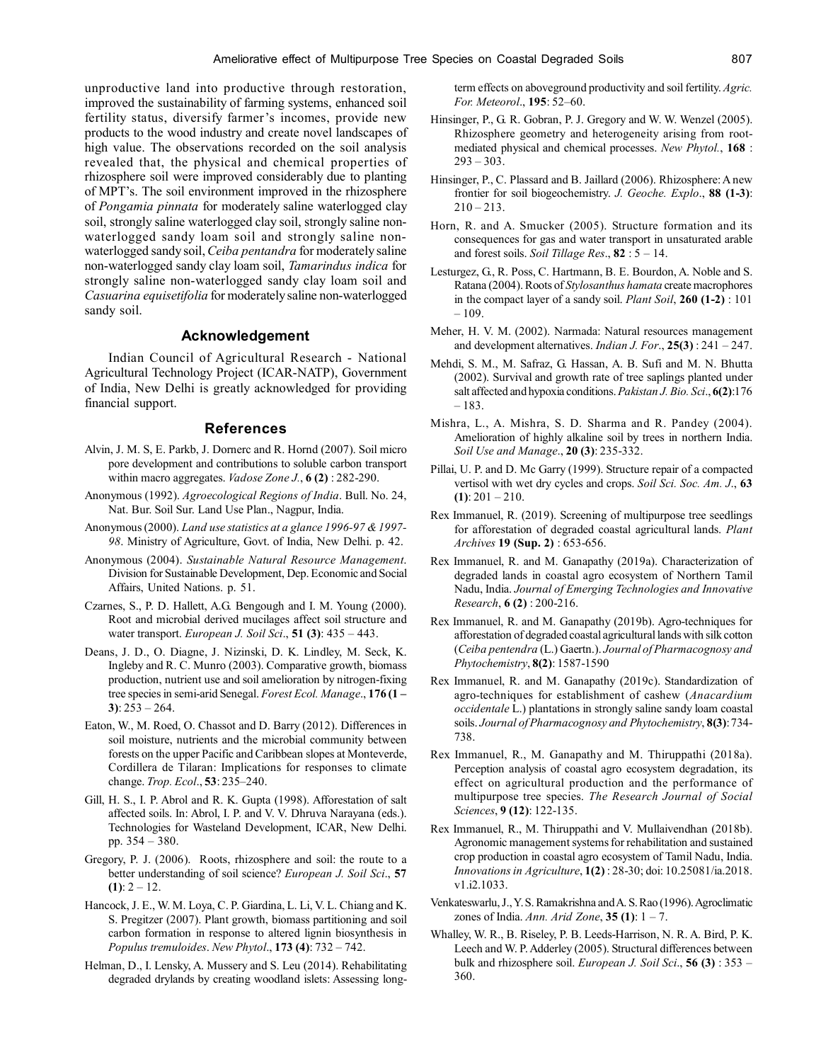unproductive land into productive through restoration, improved the sustainability of farming systems, enhanced soil fertility status, diversify farmer's incomes, provide new products to the wood industry and create novel landscapes of high value. The observations recorded on the soil analysis revealed that, the physical and chemical properties of rhizosphere soil were improved considerably due to planting of MPT's. The soil environment improved in the rhizosphere of *Pongamia pinnata* for moderately saline waterlogged clay soil, strongly saline waterlogged clay soil, strongly saline non-waterlogged sandy loam soil and strongly saline non-waterlogged sandy soil, *Ceiba pentandra* for moderately saline non-waterlogged sandy clay loam soil, *Tamarindus indica* for strongly saline non-waterlogged sandy clay loam soil and *Casuarina equisetifolia* for moderately saline non-waterlogged sandy soil.

## Acknowledgement

Indian Council of Agricultural Research - National Agricultural Technology Project (ICAR-NATP), Government of India, New Delhi is greatly acknowledged for providing financial support.

## References

Alvin, J. M. S, E. Parkb, J. Dornerc and R. Hornd (2007). Soil micro pore development and contributions to soluble carbon transport within macro aggregates. *Vadose Zone J*., **6 (2)** : 282-290.

Anonymous (1992). *Agroecological Regions of India*. Bull. No. 24, Nat. Bur. Soil Sur. Land Use Plan., Nagpur, India.

Anonymous (2000). *Land use statistics at a glance 1996-97 & 1997-98*. Ministry of Agriculture, Govt. of India, New Delhi. p. 42.

Anonymous (2004). *Sustainable Natural Resource Management*. Division for Sustainable Development, Dep. Economic and Social Affairs, United Nations. p. 51.

Czarnes, S., P. D. Hallett, A.G. Bengough and I. M. Young (2000). Root and microbial derived mucilages affect soil structure and water transport. *European J. Soil Sci*., **51 (3)**: 435 – 443.

Deans, J. D., O. Diagne, J. Nizinski, D. K. Lindley, M. Seck, K. Ingleby and R. C. Munro (2003). Comparative growth, biomass production, nutrient use and soil amelioration by nitrogen-fixing tree species in semi-arid Senegal. *Forest Ecol. Manage*., **176 (1 – 3)**: 253 – 264.

Eaton, W., M. Roed, O. Chassot and D. Barry (2012). Differences in soil moisture, nutrients and the microbial community between forests on the upper Pacific and Caribbean slopes at Monteverde, Cordillera de Tilaran: Implications for responses to climate change. *Trop. Ecol*., **53**: 235–240.

Gill, H. S., I. P. Abrol and R. K. Gupta (1998). Afforestation of salt affected soils. In: Abrol, I. P. and V. V. Dhruva Narayana (eds.). Technologies for Wasteland Development, ICAR, New Delhi. pp. 354 – 380.

Gregory, P. J. (2006). Roots, rhizosphere and soil: the route to a better understanding of soil science? *European J. Soil Sci*., **57 (1)**: 2 – 12.

Hancock, J. E., W. M. Loya, C. P. Giardina, L. Li, V. L. Chiang and K. S. Pregitzer (2007). Plant growth, biomass partitioning and soil carbon formation in response to altered lignin biosynthesis in *Populus tremuloides*. *New Phytol*., **173 (4)**: 732 – 742.

Helman, D., I. Lensky, A. Mussery and S. Leu (2014). Rehabilitating degraded drylands by creating woodland islets: Assessing long-term effects on aboveground productivity and soil fertility. *Agric. For. Meteorol*., **195**: 52–60.

Hinsinger, P., G. R. Gobran, P. J. Gregory and W. W. Wenzel (2005). Rhizosphere geometry and heterogeneity arising from root-mediated physical and chemical processes. *New Phytol.*, **168** : 293 – 303.

Hinsinger, P., C. Plassard and B. Jaillard (2006). Rhizosphere: A new frontier for soil biogeochemistry. *J. Geoche. Explo*., **88 (1-3)**: 210 – 213.

Horn, R. and A. Smucker (2005). Structure formation and its consequences for gas and water transport in unsaturated arable and forest soils. *Soil Tillage Res*., **82** : 5 – 14.

Lesturgez, G., R. Poss, C. Hartmann, B. E. Bourdon, A. Noble and S. Ratana (2004). Roots of *Stylosanthus hamata* create macrophores in the compact layer of a sandy soil. *Plant Soil*, **260 (1-2)** : 101 – 109.

Meher, H. V. M. (2002). Narmada: Natural resources management and development alternatives. *Indian J. For*., **25(3)** : 241 – 247.

Mehdi, S. M., M. Safraz, G. Hassan, A. B. Sufi and M. N. Bhutta (2002). Survival and growth rate of tree saplings planted under salt affected and hypoxia conditions. *Pakistan J. Bio. Sci*., **6(2)**:176 – 183.

Mishra, L., A. Mishra, S. D. Sharma and R. Pandey (2004). Amelioration of highly alkaline soil by trees in northern India. *Soil Use and Manage*., **20 (3)**: 235-332.

Pillai, U. P. and D. Mc Garry (1999). Structure repair of a compacted vertisol with wet dry cycles and crops. *Soil Sci. Soc. Am. J*., **63 (1)**: 201 – 210.

Rex Immanuel, R. (2019). Screening of multipurpose tree seedlings for afforestation of degraded coastal agricultural lands. *Plant Archives* **19 (Sup. 2)** : 653-656.

Rex Immanuel, R. and M. Ganapathy (2019a). Characterization of degraded lands in coastal agro ecosystem of Northern Tamil Nadu, India. *Journal of Emerging Technologies and Innovative Research*, **6 (2)** : 200-216.

Rex Immanuel, R. and M. Ganapathy (2019b). Agro-techniques for afforestation of degraded coastal agricultural lands with silk cotton (*Ceiba pentendra* (L.) Gaertn.). *Journal of Pharmacognosy and Phytochemistry*, **8(2)**: 1587-1590

Rex Immanuel, R. and M. Ganapathy (2019c). Standardization of agro-techniques for establishment of cashew (*Anacardium occidentale* L.) plantations in strongly saline sandy loam coastal soils. *Journal of Pharmacognosy and Phytochemistry*, **8(3)**: 734-738.

Rex Immanuel, R., M. Ganapathy and M. Thiruppathi (2018a). Perception analysis of coastal agro ecosystem degradation, its effect on agricultural production and the performance of multipurpose tree species. *The Research Journal of Social Sciences*, **9 (12)**: 122-135.

Rex Immanuel, R., M. Thiruppathi and V. Mullaivendhan (2018b). Agronomic management systems for rehabilitation and sustained crop production in coastal agro ecosystem of Tamil Nadu, India. *Innovations in Agriculture*, **1(2)** : 28-30; doi: 10.25081/ia.2018.v1.i2.1033.

Venkateswarlu, J., Y. S. Ramakrishna and A. S. Rao (1996). Agroclimatic zones of India. *Ann. Arid Zone*, **35 (1)**: 1 – 7.

Whalley, W. R., B. Riseley, P. B. Leeds-Harrison, N. R. A. Bird, P. K. Leech and W. P. Adderley (2005). Structural differences between bulk and rhizosphere soil. *European J. Soil Sci*., **56 (3)** : 353 – 360.